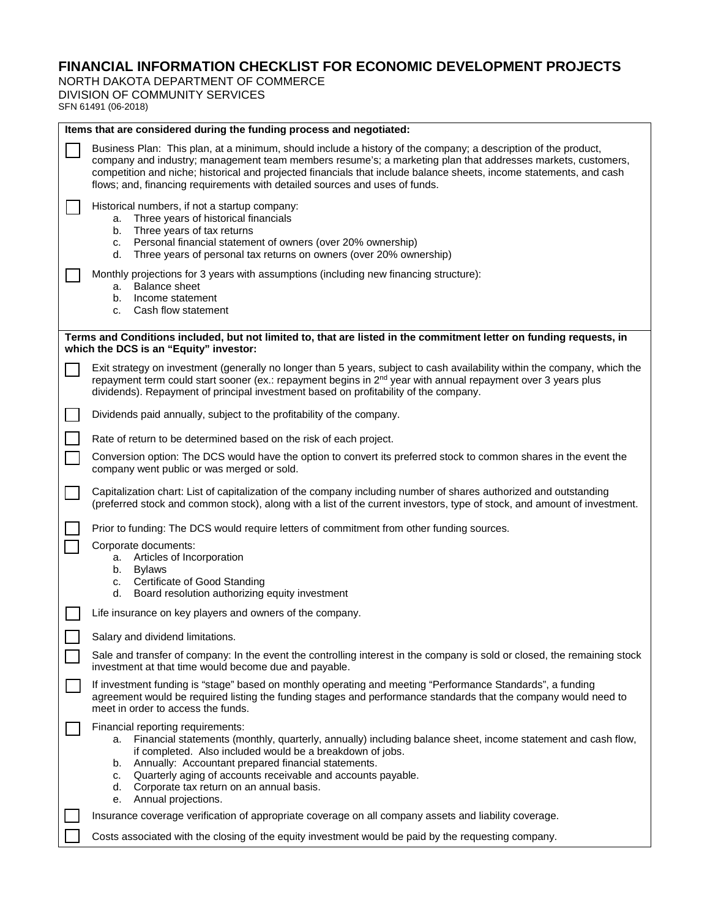# FINANCIAL INFORMATION CHECKLIST FOR ECONOMIC DEVELOPMENT PROJECTS

NORTH DAKOTA DEPARTMENT OF COMMERCE
DIVISION OF COMMUNITY SERVICES
SFN 61491 (06-2018)

**Items that are considered during the funding process and negotiated:**

- [ ] Business Plan: This plan, at a minimum, should include a history of the company; a description of the product, company and industry; management team members resume's; a marketing plan that addresses markets, customers, competition and niche; historical and projected financials that include balance sheets, income statements, and cash flows; and, financing requirements with detailed sources and uses of funds.

- [ ] Historical numbers, if not a startup company:
  a. Three years of historical financials
  b. Three years of tax returns
  c. Personal financial statement of owners (over 20% ownership)
  d. Three years of personal tax returns on owners (over 20% ownership)

- [ ] Monthly projections for 3 years with assumptions (including new financing structure):
  a. Balance sheet
  b. Income statement
  c. Cash flow statement

**Terms and Conditions included, but not limited to, that are listed in the commitment letter on funding requests, in which the DCS is an "Equity" investor:**

- [ ] Exit strategy on investment (generally no longer than 5 years, subject to cash availability within the company, which the repayment term could start sooner (ex.: repayment begins in 2nd year with annual repayment over 3 years plus dividends). Repayment of principal investment based on profitability of the company.

- [ ] Dividends paid annually, subject to the profitability of the company.

- [ ] Rate of return to be determined based on the risk of each project.

- [ ] Conversion option: The DCS would have the option to convert its preferred stock to common shares in the event the company went public or was merged or sold.

- [ ] Capitalization chart: List of capitalization of the company including number of shares authorized and outstanding (preferred stock and common stock), along with a list of the current investors, type of stock, and amount of investment.

- [ ] Prior to funding: The DCS would require letters of commitment from other funding sources.

- [ ] Corporate documents:
  a. Articles of Incorporation
  b. Bylaws
  c. Certificate of Good Standing
  d. Board resolution authorizing equity investment

- [ ] Life insurance on key players and owners of the company.

- [ ] Salary and dividend limitations.

- [ ] Sale and transfer of company: In the event the controlling interest in the company is sold or closed, the remaining stock investment at that time would become due and payable.

- [ ] If investment funding is "stage" based on monthly operating and meeting "Performance Standards", a funding agreement would be required listing the funding stages and performance standards that the company would need to meet in order to access the funds.

- [ ] Financial reporting requirements:
  a. Financial statements (monthly, quarterly, annually) including balance sheet, income statement and cash flow, if completed. Also included would be a breakdown of jobs.
  b. Annually: Accountant prepared financial statements.
  c. Quarterly aging of accounts receivable and accounts payable.
  d. Corporate tax return on an annual basis.
  e. Annual projections.

- [ ] Insurance coverage verification of appropriate coverage on all company assets and liability coverage.

- [ ] Costs associated with the closing of the equity investment would be paid by the requesting company.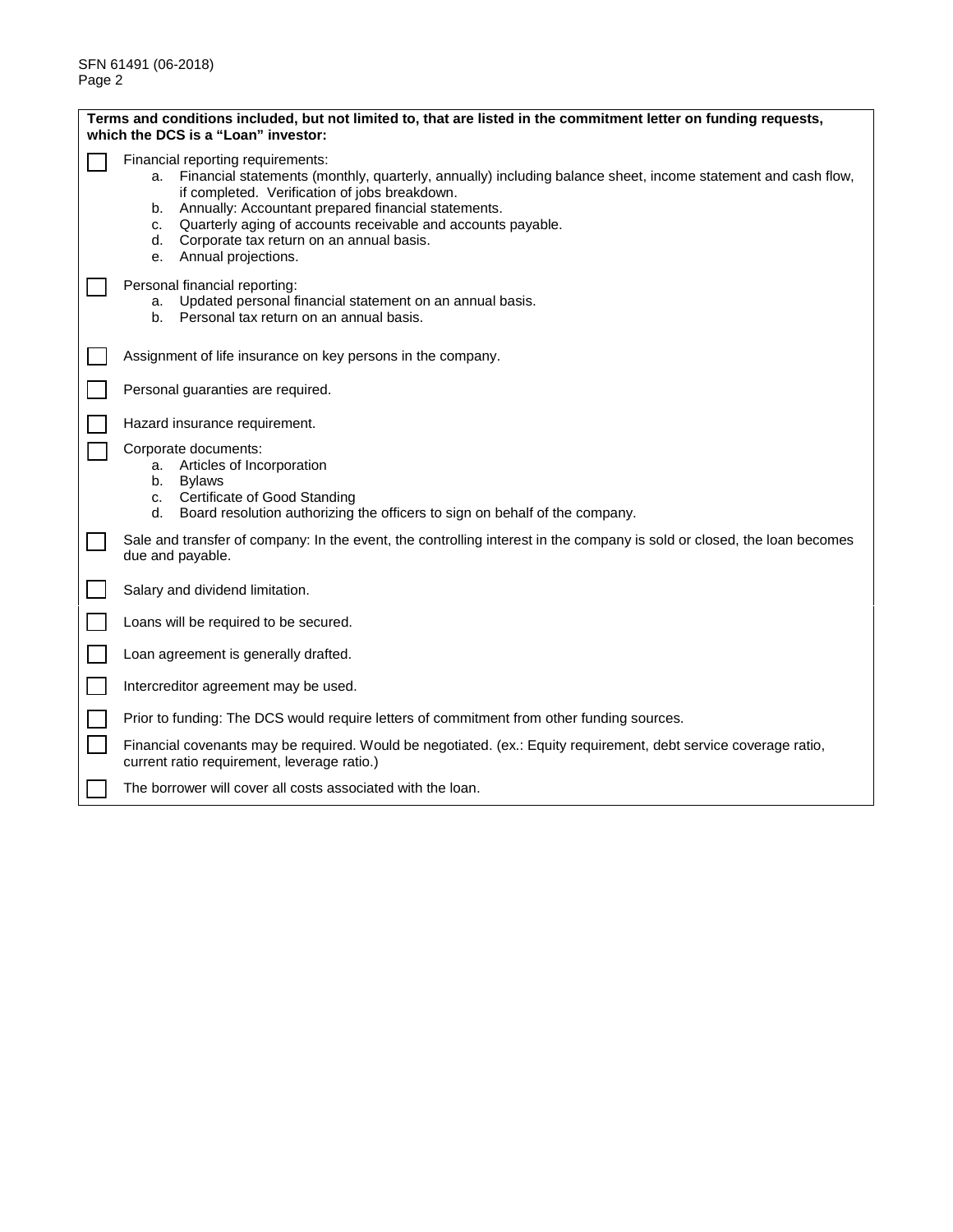**Terms and conditions included, but not limited to, that are listed in the commitment letter on funding requests, which the DCS is a "Loan" investor:**

- [ ] Financial reporting requirements:
  - a. Financial statements (monthly, quarterly, annually) including balance sheet, income statement and cash flow, if completed. Verification of jobs breakdown.
  - b. Annually: Accountant prepared financial statements.
  - c. Quarterly aging of accounts receivable and accounts payable.
  - d. Corporate tax return on an annual basis.
  - e. Annual projections.
- [ ] Personal financial reporting:
  - a. Updated personal financial statement on an annual basis.
  - b. Personal tax return on an annual basis.
- [ ] Assignment of life insurance on key persons in the company.
- [ ] Personal guaranties are required.
- [ ] Hazard insurance requirement.
- [ ] Corporate documents:
  - a. Articles of Incorporation
  - b. Bylaws
  - c. Certificate of Good Standing
  - d. Board resolution authorizing the officers to sign on behalf of the company.
- [ ] Sale and transfer of company: In the event, the controlling interest in the company is sold or closed, the loan becomes due and payable.
- [ ] Salary and dividend limitation.
- [ ] Loans will be required to be secured.
- [ ] Loan agreement is generally drafted.
- [ ] Intercreditor agreement may be used.
- [ ] Prior to funding: The DCS would require letters of commitment from other funding sources.
- [ ] Financial covenants may be required. Would be negotiated. (ex.: Equity requirement, debt service coverage ratio, current ratio requirement, leverage ratio.)
- [ ] The borrower will cover all costs associated with the loan.